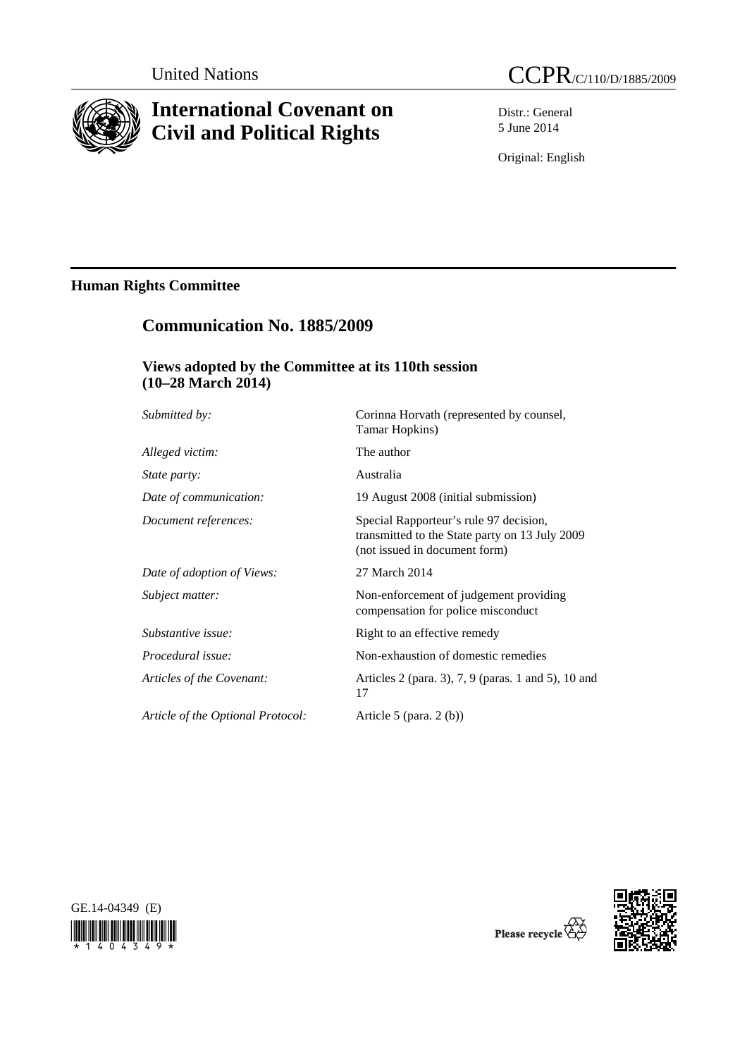United Nations

CCPR/C/110/D/1885/2009

# International Covenant on Civil and Political Rights

Distr.: General
5 June 2014

Original: English

## Human Rights Committee

## Communication No. 1885/2009

### Views adopted by the Committee at its 110th session (10–28 March 2014)

| | |
|---|---|
| *Submitted by:* | Corinna Horvath (represented by counsel, Tamar Hopkins) |
| *Alleged victim:* | The author |
| *State party:* | Australia |
| *Date of communication:* | 19 August 2008 (initial submission) |
| *Document references:* | Special Rapporteur's rule 97 decision, transmitted to the State party on 13 July 2009 (not issued in document form) |
| *Date of adoption of Views:* | 27 March 2014 |
| *Subject matter:* | Non-enforcement of judgement providing compensation for police misconduct |
| *Substantive issue:* | Right to an effective remedy |
| *Procedural issue:* | Non-exhaustion of domestic remedies |
| *Articles of the Covenant:* | Articles 2 (para. 3), 7, 9 (paras. 1 and 5), 10 and 17 |
| *Article of the Optional Protocol:* | Article 5 (para. 2 (b)) |

GE.14-04349 (E)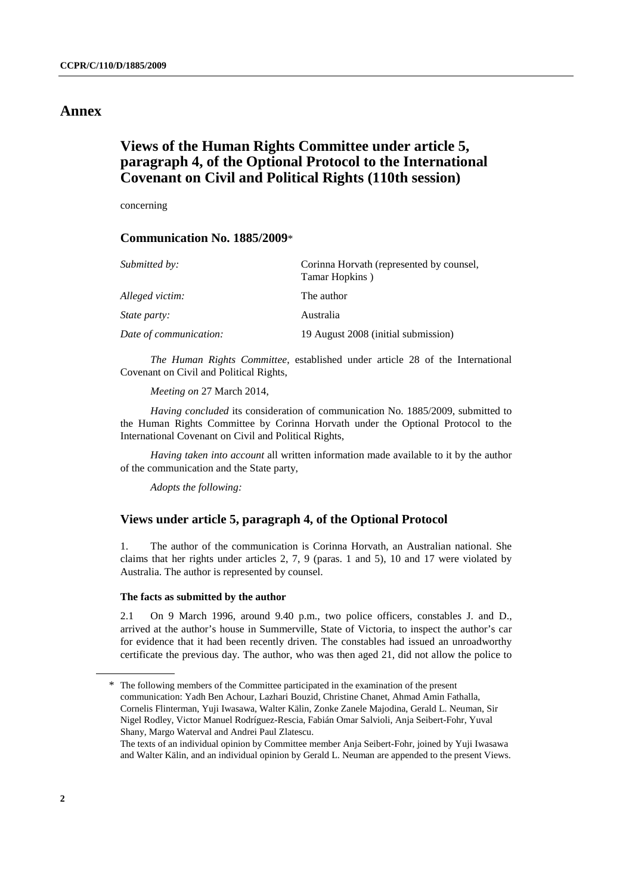# Annex

## Views of the Human Rights Committee under article 5, paragraph 4, of the Optional Protocol to the International Covenant on Civil and Political Rights (110th session)

concerning

### Communication No. 1885/2009*

| | |
|---|---|
| *Submitted by:* | Corinna Horvath (represented by counsel, Tamar Hopkins ) |
| *Alleged victim:* | The author |
| *State party:* | Australia |
| *Date of communication:* | 19 August 2008 (initial submission) |

*The Human Rights Committee*, established under article 28 of the International Covenant on Civil and Political Rights,

*Meeting on* 27 March 2014,

*Having concluded* its consideration of communication No. 1885/2009, submitted to the Human Rights Committee by Corinna Horvath under the Optional Protocol to the International Covenant on Civil and Political Rights,

*Having taken into account* all written information made available to it by the author of the communication and the State party,

*Adopts the following:*

### Views under article 5, paragraph 4, of the Optional Protocol

1. The author of the communication is Corinna Horvath, an Australian national. She claims that her rights under articles 2, 7, 9 (paras. 1 and 5), 10 and 17 were violated by Australia. The author is represented by counsel.

#### The facts as submitted by the author

2.1 On 9 March 1996, around 9.40 p.m., two police officers, constables J. and D., arrived at the author's house in Summerville, State of Victoria, to inspect the author's car for evidence that it had been recently driven. The constables had issued an unroadworthy certificate the previous day. The author, who was then aged 21, did not allow the police to

---

\* The following members of the Committee participated in the examination of the present communication: Yadh Ben Achour, Lazhari Bouzid, Christine Chanet, Ahmad Amin Fathalla, Cornelis Flinterman, Yuji Iwasawa, Walter Kälin, Zonke Zanele Majodina, Gerald L. Neuman, Sir Nigel Rodley, Victor Manuel Rodríguez-Rescia, Fabián Omar Salvioli, Anja Seibert-Fohr, Yuval Shany, Margo Waterval and Andrei Paul Zlatescu.

The texts of an individual opinion by Committee member Anja Seibert-Fohr, joined by Yuji Iwasawa and Walter Kälin, and an individual opinion by Gerald L. Neuman are appended to the present Views.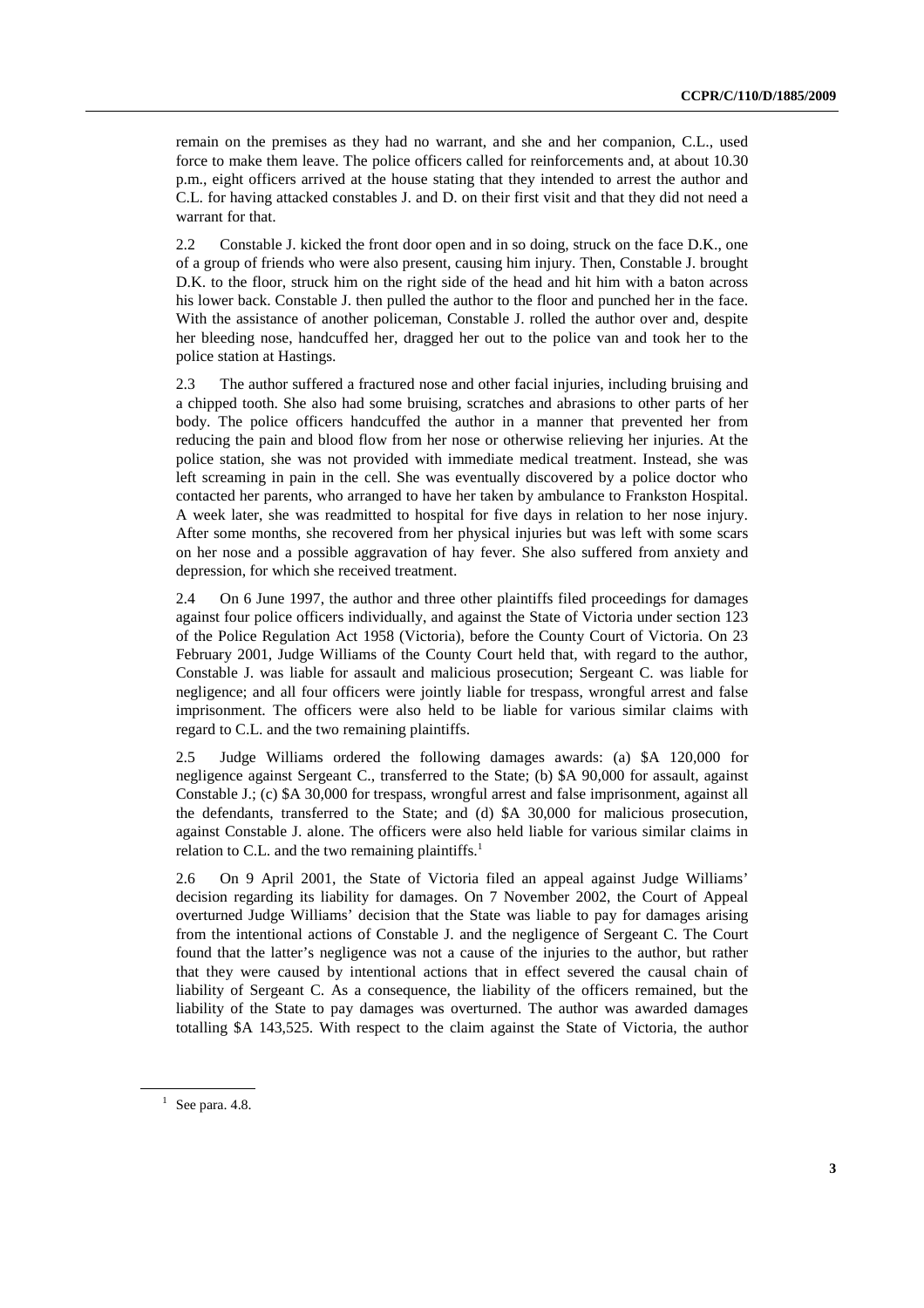remain on the premises as they had no warrant, and she and her companion, C.L., used force to make them leave. The police officers called for reinforcements and, at about 10.30 p.m., eight officers arrived at the house stating that they intended to arrest the author and C.L. for having attacked constables J. and D. on their first visit and that they did not need a warrant for that.

2.2 Constable J. kicked the front door open and in so doing, struck on the face D.K., one of a group of friends who were also present, causing him injury. Then, Constable J. brought D.K. to the floor, struck him on the right side of the head and hit him with a baton across his lower back. Constable J. then pulled the author to the floor and punched her in the face. With the assistance of another policeman, Constable J. rolled the author over and, despite her bleeding nose, handcuffed her, dragged her out to the police van and took her to the police station at Hastings.

2.3 The author suffered a fractured nose and other facial injuries, including bruising and a chipped tooth. She also had some bruising, scratches and abrasions to other parts of her body. The police officers handcuffed the author in a manner that prevented her from reducing the pain and blood flow from her nose or otherwise relieving her injuries. At the police station, she was not provided with immediate medical treatment. Instead, she was left screaming in pain in the cell. She was eventually discovered by a police doctor who contacted her parents, who arranged to have her taken by ambulance to Frankston Hospital. A week later, she was readmitted to hospital for five days in relation to her nose injury. After some months, she recovered from her physical injuries but was left with some scars on her nose and a possible aggravation of hay fever. She also suffered from anxiety and depression, for which she received treatment.

2.4 On 6 June 1997, the author and three other plaintiffs filed proceedings for damages against four police officers individually, and against the State of Victoria under section 123 of the Police Regulation Act 1958 (Victoria), before the County Court of Victoria. On 23 February 2001, Judge Williams of the County Court held that, with regard to the author, Constable J. was liable for assault and malicious prosecution; Sergeant C. was liable for negligence; and all four officers were jointly liable for trespass, wrongful arrest and false imprisonment. The officers were also held to be liable for various similar claims with regard to C.L. and the two remaining plaintiffs.

2.5 Judge Williams ordered the following damages awards: (a) $A 120,000 for negligence against Sergeant C., transferred to the State; (b) $A 90,000 for assault, against Constable J.; (c) $A 30,000 for trespass, wrongful arrest and false imprisonment, against all the defendants, transferred to the State; and (d) $A 30,000 for malicious prosecution, against Constable J. alone. The officers were also held liable for various similar claims in relation to C.L. and the two remaining plaintiffs.[1]

2.6 On 9 April 2001, the State of Victoria filed an appeal against Judge Williams' decision regarding its liability for damages. On 7 November 2002, the Court of Appeal overturned Judge Williams' decision that the State was liable to pay for damages arising from the intentional actions of Constable J. and the negligence of Sergeant C. The Court found that the latter's negligence was not a cause of the injuries to the author, but rather that they were caused by intentional actions that in effect severed the causal chain of liability of Sergeant C. As a consequence, the liability of the officers remained, but the liability of the State to pay damages was overturned. The author was awarded damages totalling $A 143,525. With respect to the claim against the State of Victoria, the author

[1] See para. 4.8.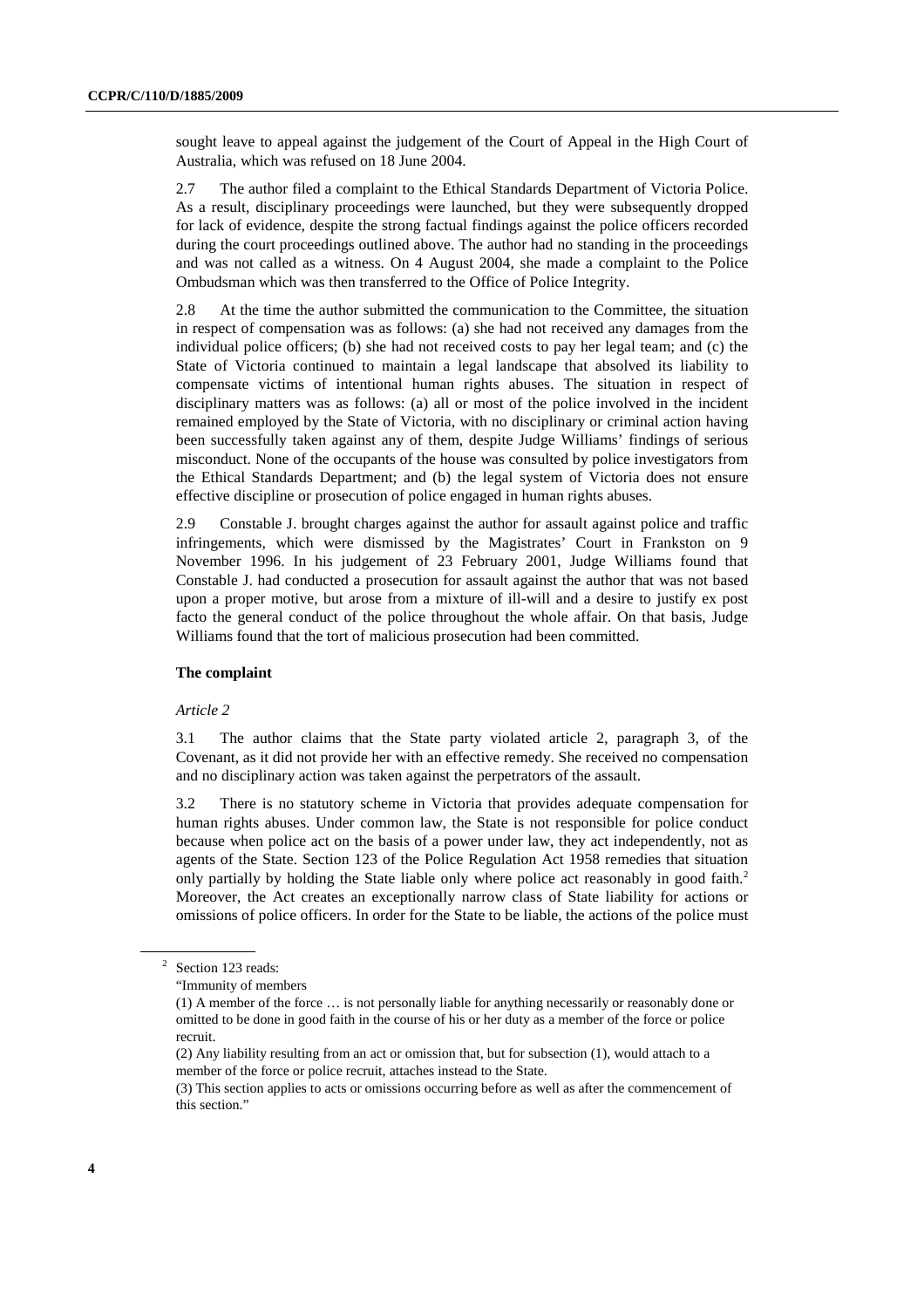sought leave to appeal against the judgement of the Court of Appeal in the High Court of Australia, which was refused on 18 June 2004.

2.7 The author filed a complaint to the Ethical Standards Department of Victoria Police. As a result, disciplinary proceedings were launched, but they were subsequently dropped for lack of evidence, despite the strong factual findings against the police officers recorded during the court proceedings outlined above. The author had no standing in the proceedings and was not called as a witness. On 4 August 2004, she made a complaint to the Police Ombudsman which was then transferred to the Office of Police Integrity.

2.8 At the time the author submitted the communication to the Committee, the situation in respect of compensation was as follows: (a) she had not received any damages from the individual police officers; (b) she had not received costs to pay her legal team; and (c) the State of Victoria continued to maintain a legal landscape that absolved its liability to compensate victims of intentional human rights abuses. The situation in respect of disciplinary matters was as follows: (a) all or most of the police involved in the incident remained employed by the State of Victoria, with no disciplinary or criminal action having been successfully taken against any of them, despite Judge Williams' findings of serious misconduct. None of the occupants of the house was consulted by police investigators from the Ethical Standards Department; and (b) the legal system of Victoria does not ensure effective discipline or prosecution of police engaged in human rights abuses.

2.9 Constable J. brought charges against the author for assault against police and traffic infringements, which were dismissed by the Magistrates' Court in Frankston on 9 November 1996. In his judgement of 23 February 2001, Judge Williams found that Constable J. had conducted a prosecution for assault against the author that was not based upon a proper motive, but arose from a mixture of ill-will and a desire to justify ex post facto the general conduct of the police throughout the whole affair. On that basis, Judge Williams found that the tort of malicious prosecution had been committed.

### The complaint

*Article 2*

3.1 The author claims that the State party violated article 2, paragraph 3, of the Covenant, as it did not provide her with an effective remedy. She received no compensation and no disciplinary action was taken against the perpetrators of the assault.

3.2 There is no statutory scheme in Victoria that provides adequate compensation for human rights abuses. Under common law, the State is not responsible for police conduct because when police act on the basis of a power under law, they act independently, not as agents of the State. Section 123 of the Police Regulation Act 1958 remedies that situation only partially by holding the State liable only where police act reasonably in good faith.[2] Moreover, the Act creates an exceptionally narrow class of State liability for actions or omissions of police officers. In order for the State to be liable, the actions of the police must

---

[2] Section 123 reads:

"Immunity of members

(1) A member of the force … is not personally liable for anything necessarily or reasonably done or omitted to be done in good faith in the course of his or her duty as a member of the force or police recruit.

(2) Any liability resulting from an act or omission that, but for subsection (1), would attach to a member of the force or police recruit, attaches instead to the State.

(3) This section applies to acts or omissions occurring before as well as after the commencement of this section."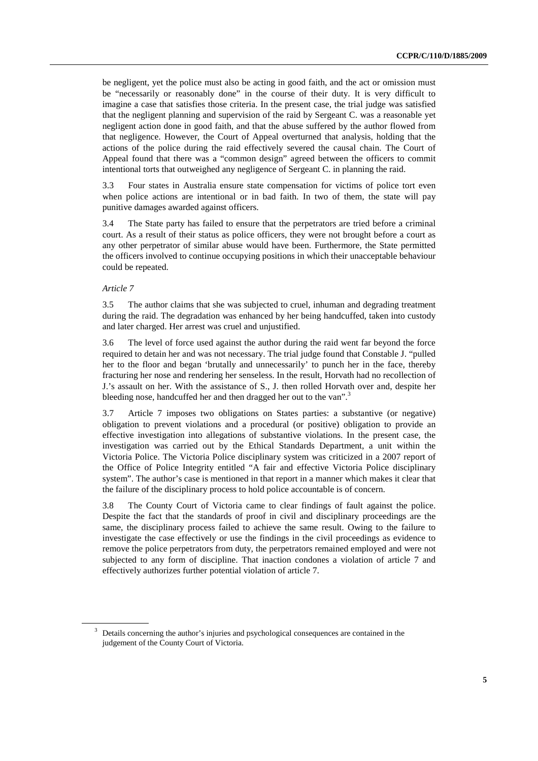be negligent, yet the police must also be acting in good faith, and the act or omission must be "necessarily or reasonably done" in the course of their duty. It is very difficult to imagine a case that satisfies those criteria. In the present case, the trial judge was satisfied that the negligent planning and supervision of the raid by Sergeant C. was a reasonable yet negligent action done in good faith, and that the abuse suffered by the author flowed from that negligence. However, the Court of Appeal overturned that analysis, holding that the actions of the police during the raid effectively severed the causal chain. The Court of Appeal found that there was a "common design" agreed between the officers to commit intentional torts that outweighed any negligence of Sergeant C. in planning the raid.

3.3 Four states in Australia ensure state compensation for victims of police tort even when police actions are intentional or in bad faith. In two of them, the state will pay punitive damages awarded against officers.

3.4 The State party has failed to ensure that the perpetrators are tried before a criminal court. As a result of their status as police officers, they were not brought before a court as any other perpetrator of similar abuse would have been. Furthermore, the State permitted the officers involved to continue occupying positions in which their unacceptable behaviour could be repeated.

*Article 7*

3.5 The author claims that she was subjected to cruel, inhuman and degrading treatment during the raid. The degradation was enhanced by her being handcuffed, taken into custody and later charged. Her arrest was cruel and unjustified.

3.6 The level of force used against the author during the raid went far beyond the force required to detain her and was not necessary. The trial judge found that Constable J. "pulled her to the floor and began 'brutally and unnecessarily' to punch her in the face, thereby fracturing her nose and rendering her senseless. In the result, Horvath had no recollection of J.'s assault on her. With the assistance of S., J. then rolled Horvath over and, despite her bleeding nose, handcuffed her and then dragged her out to the van".[3]

3.7 Article 7 imposes two obligations on States parties: a substantive (or negative) obligation to prevent violations and a procedural (or positive) obligation to provide an effective investigation into allegations of substantive violations. In the present case, the investigation was carried out by the Ethical Standards Department, a unit within the Victoria Police. The Victoria Police disciplinary system was criticized in a 2007 report of the Office of Police Integrity entitled "A fair and effective Victoria Police disciplinary system". The author's case is mentioned in that report in a manner which makes it clear that the failure of the disciplinary process to hold police accountable is of concern.

3.8 The County Court of Victoria came to clear findings of fault against the police. Despite the fact that the standards of proof in civil and disciplinary proceedings are the same, the disciplinary process failed to achieve the same result. Owing to the failure to investigate the case effectively or use the findings in the civil proceedings as evidence to remove the police perpetrators from duty, the perpetrators remained employed and were not subjected to any form of discipline. That inaction condones a violation of article 7 and effectively authorizes further potential violation of article 7.

[3] Details concerning the author's injuries and psychological consequences are contained in the judgement of the County Court of Victoria.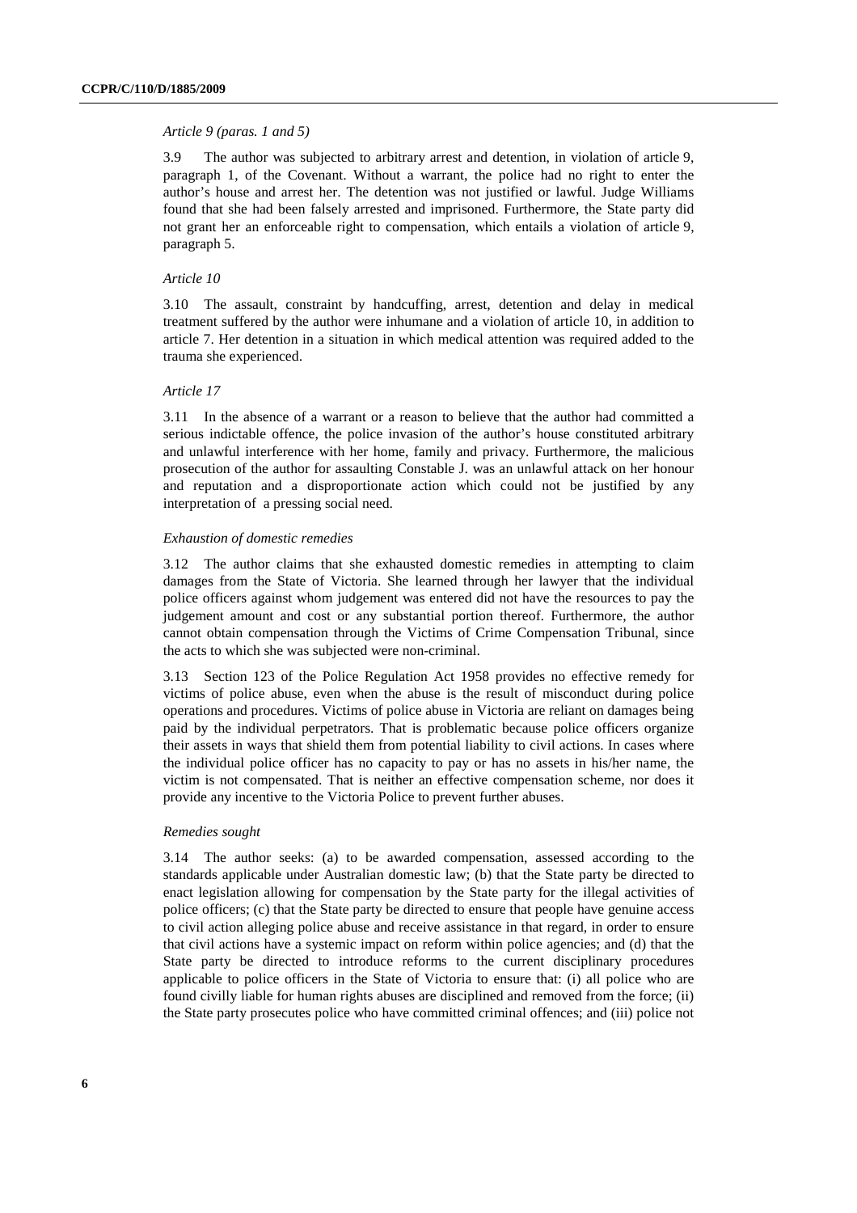*Article 9 (paras. 1 and 5)*

3.9 The author was subjected to arbitrary arrest and detention, in violation of article 9, paragraph 1, of the Covenant. Without a warrant, the police had no right to enter the author's house and arrest her. The detention was not justified or lawful. Judge Williams found that she had been falsely arrested and imprisoned. Furthermore, the State party did not grant her an enforceable right to compensation, which entails a violation of article 9, paragraph 5.

*Article 10*

3.10 The assault, constraint by handcuffing, arrest, detention and delay in medical treatment suffered by the author were inhumane and a violation of article 10, in addition to article 7. Her detention in a situation in which medical attention was required added to the trauma she experienced.

*Article 17*

3.11 In the absence of a warrant or a reason to believe that the author had committed a serious indictable offence, the police invasion of the author's house constituted arbitrary and unlawful interference with her home, family and privacy. Furthermore, the malicious prosecution of the author for assaulting Constable J. was an unlawful attack on her honour and reputation and a disproportionate action which could not be justified by any interpretation of a pressing social need.

*Exhaustion of domestic remedies*

3.12 The author claims that she exhausted domestic remedies in attempting to claim damages from the State of Victoria. She learned through her lawyer that the individual police officers against whom judgement was entered did not have the resources to pay the judgement amount and cost or any substantial portion thereof. Furthermore, the author cannot obtain compensation through the Victims of Crime Compensation Tribunal, since the acts to which she was subjected were non-criminal.

3.13 Section 123 of the Police Regulation Act 1958 provides no effective remedy for victims of police abuse, even when the abuse is the result of misconduct during police operations and procedures. Victims of police abuse in Victoria are reliant on damages being paid by the individual perpetrators. That is problematic because police officers organize their assets in ways that shield them from potential liability to civil actions. In cases where the individual police officer has no capacity to pay or has no assets in his/her name, the victim is not compensated. That is neither an effective compensation scheme, nor does it provide any incentive to the Victoria Police to prevent further abuses.

*Remedies sought*

3.14 The author seeks: (a) to be awarded compensation, assessed according to the standards applicable under Australian domestic law; (b) that the State party be directed to enact legislation allowing for compensation by the State party for the illegal activities of police officers; (c) that the State party be directed to ensure that people have genuine access to civil action alleging police abuse and receive assistance in that regard, in order to ensure that civil actions have a systemic impact on reform within police agencies; and (d) that the State party be directed to introduce reforms to the current disciplinary procedures applicable to police officers in the State of Victoria to ensure that: (i) all police who are found civilly liable for human rights abuses are disciplined and removed from the force; (ii) the State party prosecutes police who have committed criminal offences; and (iii) police not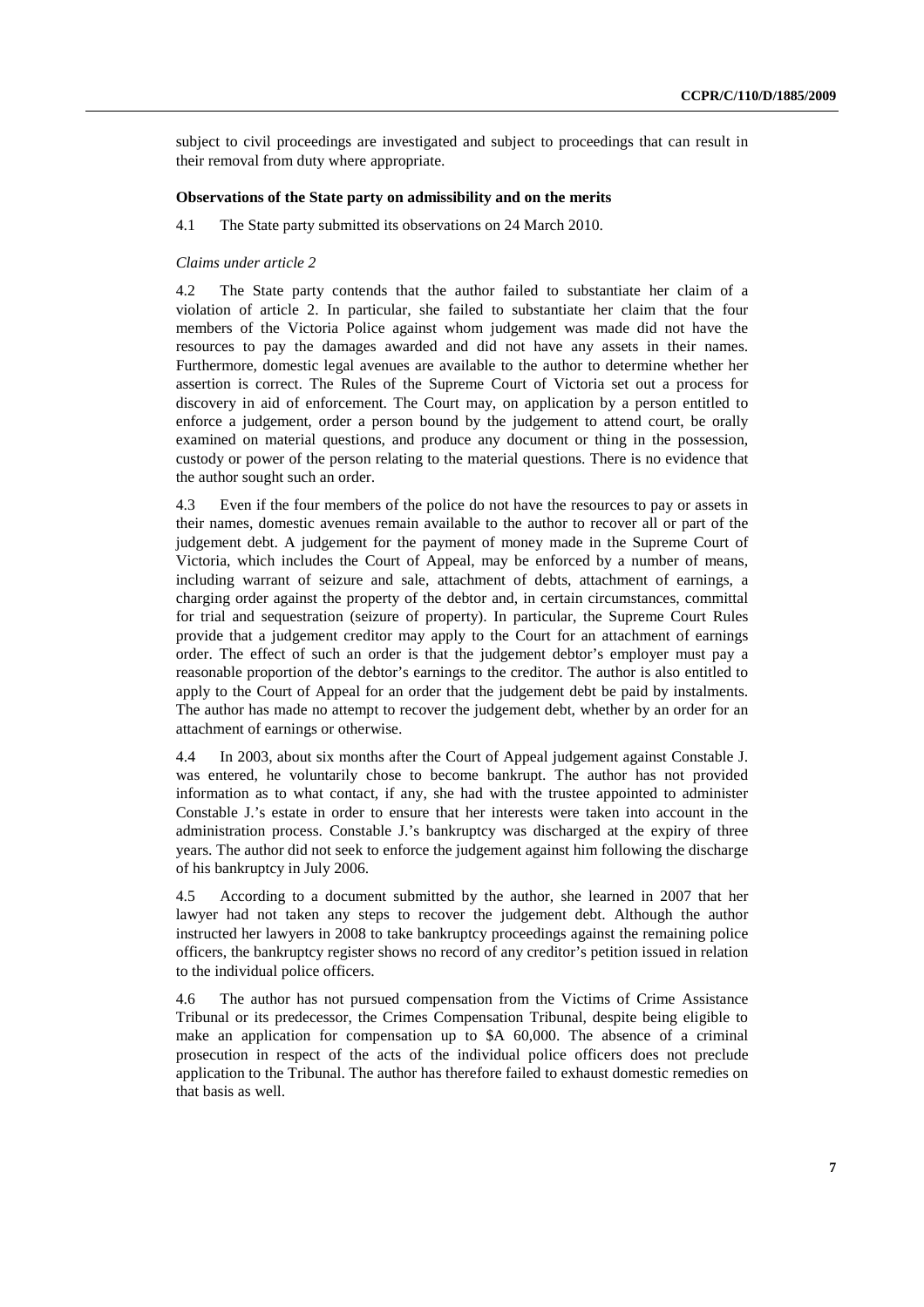subject to civil proceedings are investigated and subject to proceedings that can result in their removal from duty where appropriate.

**Observations of the State party on admissibility and on the merits**

4.1 The State party submitted its observations on 24 March 2010.

*Claims under article 2*

4.2 The State party contends that the author failed to substantiate her claim of a violation of article 2. In particular, she failed to substantiate her claim that the four members of the Victoria Police against whom judgement was made did not have the resources to pay the damages awarded and did not have any assets in their names. Furthermore, domestic legal avenues are available to the author to determine whether her assertion is correct. The Rules of the Supreme Court of Victoria set out a process for discovery in aid of enforcement. The Court may, on application by a person entitled to enforce a judgement, order a person bound by the judgement to attend court, be orally examined on material questions, and produce any document or thing in the possession, custody or power of the person relating to the material questions. There is no evidence that the author sought such an order.

4.3 Even if the four members of the police do not have the resources to pay or assets in their names, domestic avenues remain available to the author to recover all or part of the judgement debt. A judgement for the payment of money made in the Supreme Court of Victoria, which includes the Court of Appeal, may be enforced by a number of means, including warrant of seizure and sale, attachment of debts, attachment of earnings, a charging order against the property of the debtor and, in certain circumstances, committal for trial and sequestration (seizure of property). In particular, the Supreme Court Rules provide that a judgement creditor may apply to the Court for an attachment of earnings order. The effect of such an order is that the judgement debtor's employer must pay a reasonable proportion of the debtor's earnings to the creditor. The author is also entitled to apply to the Court of Appeal for an order that the judgement debt be paid by instalments. The author has made no attempt to recover the judgement debt, whether by an order for an attachment of earnings or otherwise.

4.4 In 2003, about six months after the Court of Appeal judgement against Constable J. was entered, he voluntarily chose to become bankrupt. The author has not provided information as to what contact, if any, she had with the trustee appointed to administer Constable J.'s estate in order to ensure that her interests were taken into account in the administration process. Constable J.'s bankruptcy was discharged at the expiry of three years. The author did not seek to enforce the judgement against him following the discharge of his bankruptcy in July 2006.

4.5 According to a document submitted by the author, she learned in 2007 that her lawyer had not taken any steps to recover the judgement debt. Although the author instructed her lawyers in 2008 to take bankruptcy proceedings against the remaining police officers, the bankruptcy register shows no record of any creditor's petition issued in relation to the individual police officers.

4.6 The author has not pursued compensation from the Victims of Crime Assistance Tribunal or its predecessor, the Crimes Compensation Tribunal, despite being eligible to make an application for compensation up to $A 60,000. The absence of a criminal prosecution in respect of the acts of the individual police officers does not preclude application to the Tribunal. The author has therefore failed to exhaust domestic remedies on that basis as well.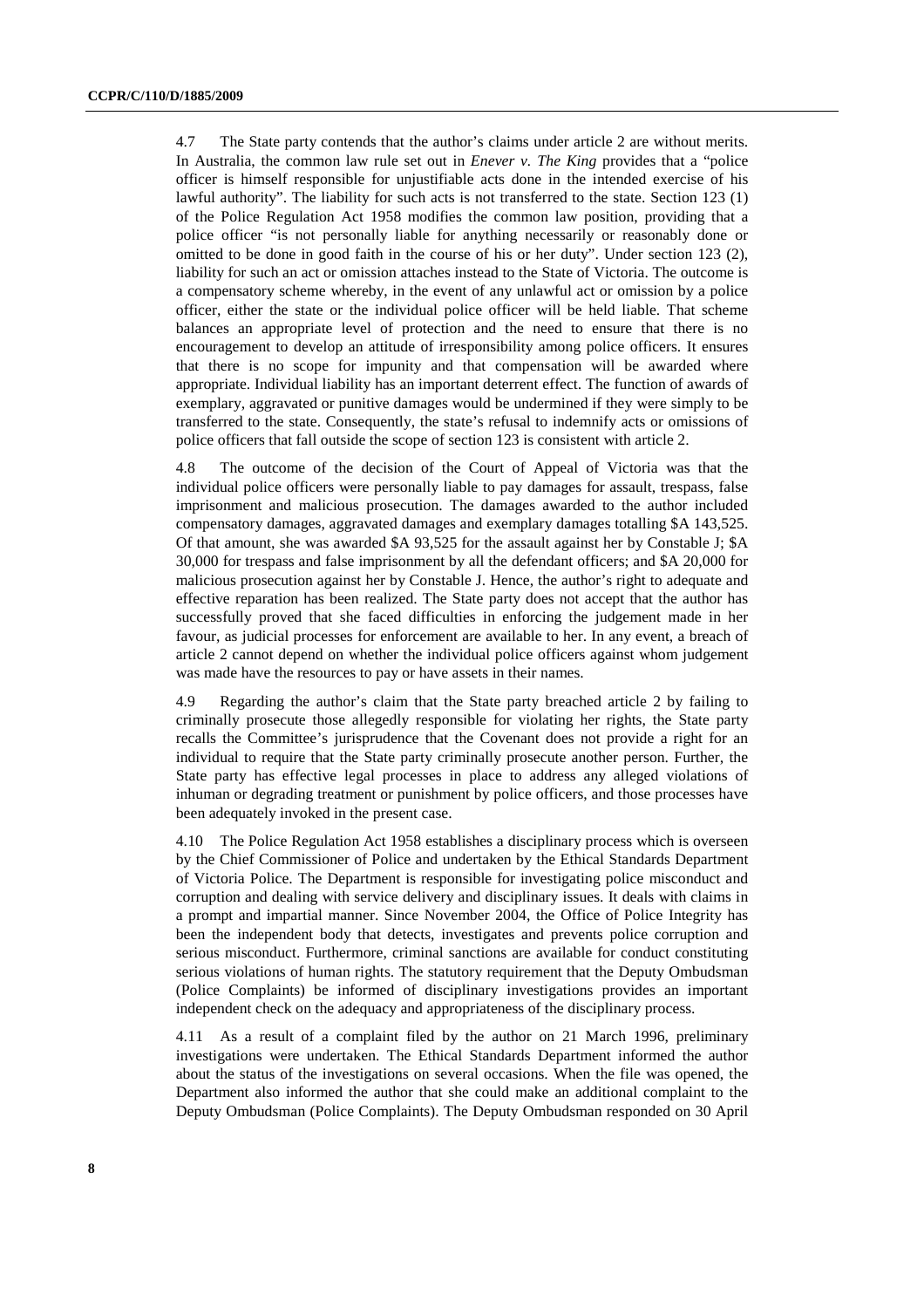4.7 The State party contends that the author's claims under article 2 are without merits. In Australia, the common law rule set out in *Enever v. The King* provides that a "police officer is himself responsible for unjustifiable acts done in the intended exercise of his lawful authority". The liability for such acts is not transferred to the state. Section 123 (1) of the Police Regulation Act 1958 modifies the common law position, providing that a police officer "is not personally liable for anything necessarily or reasonably done or omitted to be done in good faith in the course of his or her duty". Under section 123 (2), liability for such an act or omission attaches instead to the State of Victoria. The outcome is a compensatory scheme whereby, in the event of any unlawful act or omission by a police officer, either the state or the individual police officer will be held liable. That scheme balances an appropriate level of protection and the need to ensure that there is no encouragement to develop an attitude of irresponsibility among police officers. It ensures that there is no scope for impunity and that compensation will be awarded where appropriate. Individual liability has an important deterrent effect. The function of awards of exemplary, aggravated or punitive damages would be undermined if they were simply to be transferred to the state. Consequently, the state's refusal to indemnify acts or omissions of police officers that fall outside the scope of section 123 is consistent with article 2.

4.8 The outcome of the decision of the Court of Appeal of Victoria was that the individual police officers were personally liable to pay damages for assault, trespass, false imprisonment and malicious prosecution. The damages awarded to the author included compensatory damages, aggravated damages and exemplary damages totalling $A 143,525. Of that amount, she was awarded $A 93,525 for the assault against her by Constable J; $A 30,000 for trespass and false imprisonment by all the defendant officers; and $A 20,000 for malicious prosecution against her by Constable J. Hence, the author's right to adequate and effective reparation has been realized. The State party does not accept that the author has successfully proved that she faced difficulties in enforcing the judgement made in her favour, as judicial processes for enforcement are available to her. In any event, a breach of article 2 cannot depend on whether the individual police officers against whom judgement was made have the resources to pay or have assets in their names.

4.9 Regarding the author's claim that the State party breached article 2 by failing to criminally prosecute those allegedly responsible for violating her rights, the State party recalls the Committee's jurisprudence that the Covenant does not provide a right for an individual to require that the State party criminally prosecute another person. Further, the State party has effective legal processes in place to address any alleged violations of inhuman or degrading treatment or punishment by police officers, and those processes have been adequately invoked in the present case.

4.10 The Police Regulation Act 1958 establishes a disciplinary process which is overseen by the Chief Commissioner of Police and undertaken by the Ethical Standards Department of Victoria Police. The Department is responsible for investigating police misconduct and corruption and dealing with service delivery and disciplinary issues. It deals with claims in a prompt and impartial manner. Since November 2004, the Office of Police Integrity has been the independent body that detects, investigates and prevents police corruption and serious misconduct. Furthermore, criminal sanctions are available for conduct constituting serious violations of human rights. The statutory requirement that the Deputy Ombudsman (Police Complaints) be informed of disciplinary investigations provides an important independent check on the adequacy and appropriateness of the disciplinary process.

4.11 As a result of a complaint filed by the author on 21 March 1996, preliminary investigations were undertaken. The Ethical Standards Department informed the author about the status of the investigations on several occasions. When the file was opened, the Department also informed the author that she could make an additional complaint to the Deputy Ombudsman (Police Complaints). The Deputy Ombudsman responded on 30 April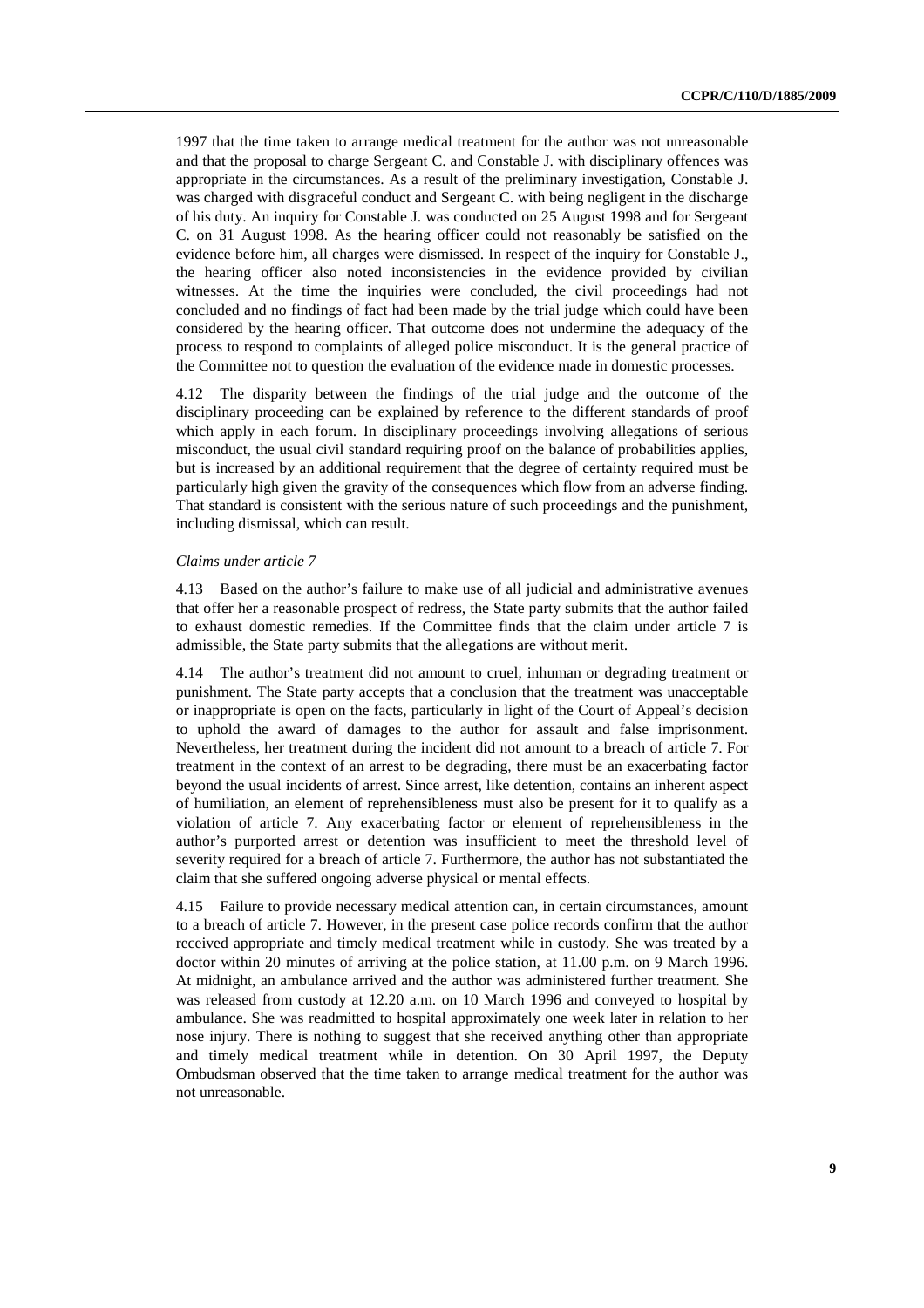1997 that the time taken to arrange medical treatment for the author was not unreasonable and that the proposal to charge Sergeant C. and Constable J. with disciplinary offences was appropriate in the circumstances. As a result of the preliminary investigation, Constable J. was charged with disgraceful conduct and Sergeant C. with being negligent in the discharge of his duty. An inquiry for Constable J. was conducted on 25 August 1998 and for Sergeant C. on 31 August 1998. As the hearing officer could not reasonably be satisfied on the evidence before him, all charges were dismissed. In respect of the inquiry for Constable J., the hearing officer also noted inconsistencies in the evidence provided by civilian witnesses. At the time the inquiries were concluded, the civil proceedings had not concluded and no findings of fact had been made by the trial judge which could have been considered by the hearing officer. That outcome does not undermine the adequacy of the process to respond to complaints of alleged police misconduct. It is the general practice of the Committee not to question the evaluation of the evidence made in domestic processes.

4.12 The disparity between the findings of the trial judge and the outcome of the disciplinary proceeding can be explained by reference to the different standards of proof which apply in each forum. In disciplinary proceedings involving allegations of serious misconduct, the usual civil standard requiring proof on the balance of probabilities applies, but is increased by an additional requirement that the degree of certainty required must be particularly high given the gravity of the consequences which flow from an adverse finding. That standard is consistent with the serious nature of such proceedings and the punishment, including dismissal, which can result.

*Claims under article 7*

4.13 Based on the author's failure to make use of all judicial and administrative avenues that offer her a reasonable prospect of redress, the State party submits that the author failed to exhaust domestic remedies. If the Committee finds that the claim under article 7 is admissible, the State party submits that the allegations are without merit.

4.14 The author's treatment did not amount to cruel, inhuman or degrading treatment or punishment. The State party accepts that a conclusion that the treatment was unacceptable or inappropriate is open on the facts, particularly in light of the Court of Appeal's decision to uphold the award of damages to the author for assault and false imprisonment. Nevertheless, her treatment during the incident did not amount to a breach of article 7. For treatment in the context of an arrest to be degrading, there must be an exacerbating factor beyond the usual incidents of arrest. Since arrest, like detention, contains an inherent aspect of humiliation, an element of reprehensibleness must also be present for it to qualify as a violation of article 7. Any exacerbating factor or element of reprehensibleness in the author's purported arrest or detention was insufficient to meet the threshold level of severity required for a breach of article 7. Furthermore, the author has not substantiated the claim that she suffered ongoing adverse physical or mental effects.

4.15 Failure to provide necessary medical attention can, in certain circumstances, amount to a breach of article 7. However, in the present case police records confirm that the author received appropriate and timely medical treatment while in custody. She was treated by a doctor within 20 minutes of arriving at the police station, at 11.00 p.m. on 9 March 1996. At midnight, an ambulance arrived and the author was administered further treatment. She was released from custody at 12.20 a.m. on 10 March 1996 and conveyed to hospital by ambulance. She was readmitted to hospital approximately one week later in relation to her nose injury. There is nothing to suggest that she received anything other than appropriate and timely medical treatment while in detention. On 30 April 1997, the Deputy Ombudsman observed that the time taken to arrange medical treatment for the author was not unreasonable.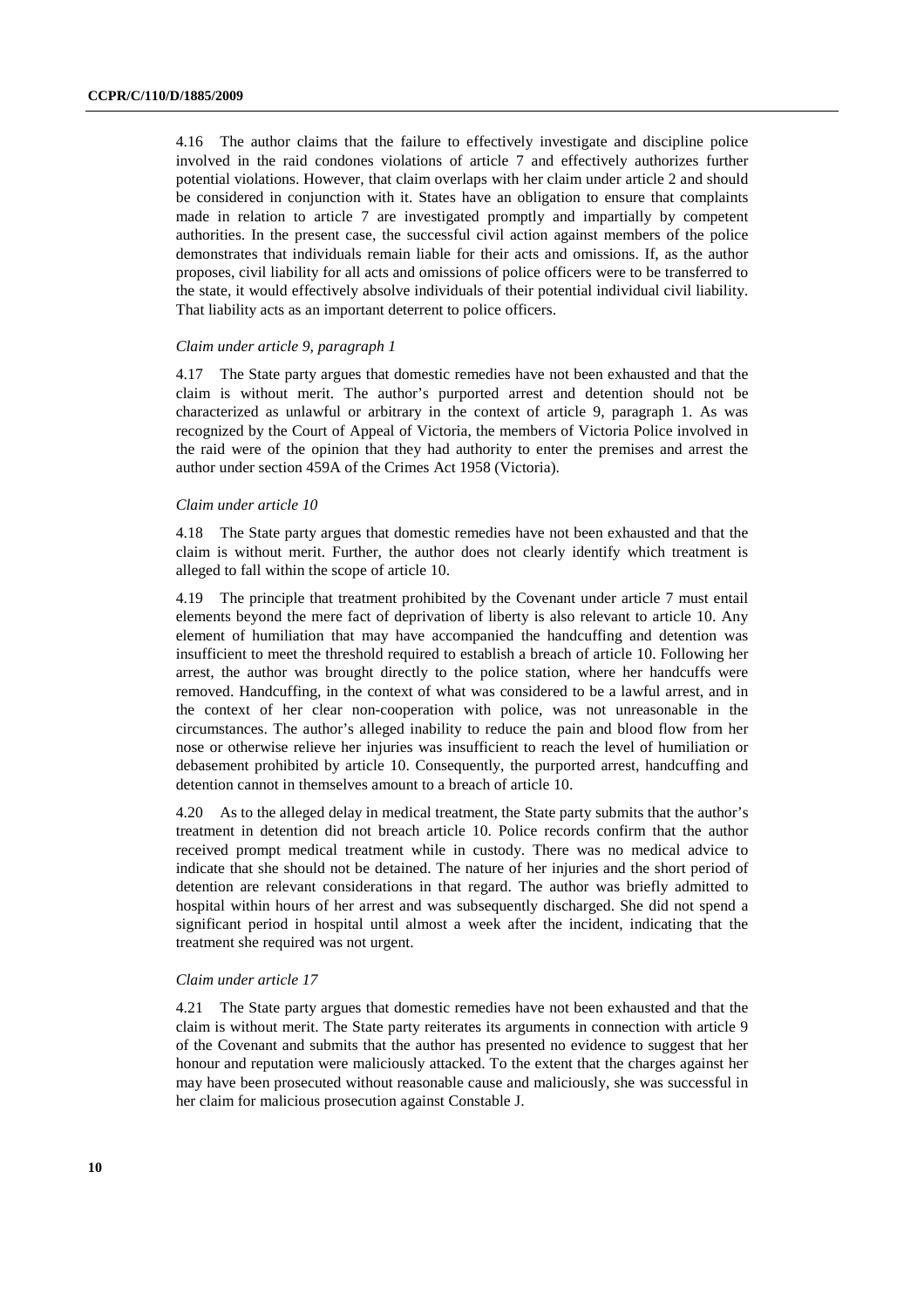4.16 The author claims that the failure to effectively investigate and discipline police involved in the raid condones violations of article 7 and effectively authorizes further potential violations. However, that claim overlaps with her claim under article 2 and should be considered in conjunction with it. States have an obligation to ensure that complaints made in relation to article 7 are investigated promptly and impartially by competent authorities. In the present case, the successful civil action against members of the police demonstrates that individuals remain liable for their acts and omissions. If, as the author proposes, civil liability for all acts and omissions of police officers were to be transferred to the state, it would effectively absolve individuals of their potential individual civil liability. That liability acts as an important deterrent to police officers.

*Claim under article 9, paragraph 1*

4.17 The State party argues that domestic remedies have not been exhausted and that the claim is without merit. The author's purported arrest and detention should not be characterized as unlawful or arbitrary in the context of article 9, paragraph 1. As was recognized by the Court of Appeal of Victoria, the members of Victoria Police involved in the raid were of the opinion that they had authority to enter the premises and arrest the author under section 459A of the Crimes Act 1958 (Victoria).

*Claim under article 10*

4.18 The State party argues that domestic remedies have not been exhausted and that the claim is without merit. Further, the author does not clearly identify which treatment is alleged to fall within the scope of article 10.

4.19 The principle that treatment prohibited by the Covenant under article 7 must entail elements beyond the mere fact of deprivation of liberty is also relevant to article 10. Any element of humiliation that may have accompanied the handcuffing and detention was insufficient to meet the threshold required to establish a breach of article 10. Following her arrest, the author was brought directly to the police station, where her handcuffs were removed. Handcuffing, in the context of what was considered to be a lawful arrest, and in the context of her clear non-cooperation with police, was not unreasonable in the circumstances. The author's alleged inability to reduce the pain and blood flow from her nose or otherwise relieve her injuries was insufficient to reach the level of humiliation or debasement prohibited by article 10. Consequently, the purported arrest, handcuffing and detention cannot in themselves amount to a breach of article 10.

4.20 As to the alleged delay in medical treatment, the State party submits that the author's treatment in detention did not breach article 10. Police records confirm that the author received prompt medical treatment while in custody. There was no medical advice to indicate that she should not be detained. The nature of her injuries and the short period of detention are relevant considerations in that regard. The author was briefly admitted to hospital within hours of her arrest and was subsequently discharged. She did not spend a significant period in hospital until almost a week after the incident, indicating that the treatment she required was not urgent.

*Claim under article 17*

4.21 The State party argues that domestic remedies have not been exhausted and that the claim is without merit. The State party reiterates its arguments in connection with article 9 of the Covenant and submits that the author has presented no evidence to suggest that her honour and reputation were maliciously attacked. To the extent that the charges against her may have been prosecuted without reasonable cause and maliciously, she was successful in her claim for malicious prosecution against Constable J.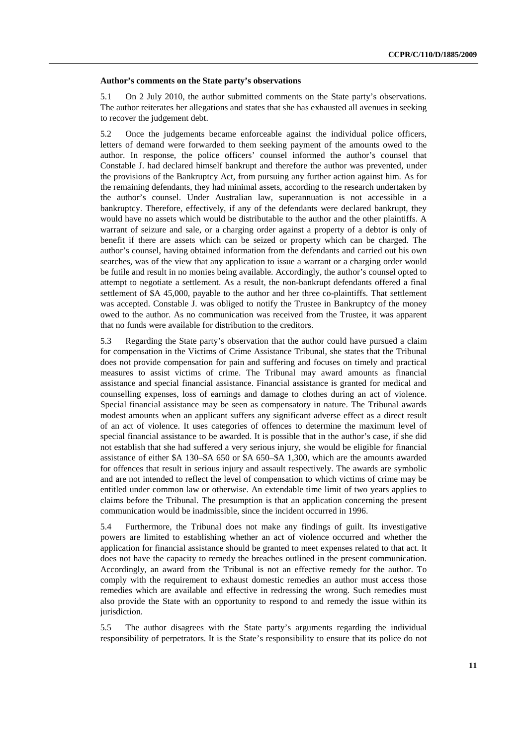**Author's comments on the State party's observations**

5.1 On 2 July 2010, the author submitted comments on the State party's observations. The author reiterates her allegations and states that she has exhausted all avenues in seeking to recover the judgement debt.

5.2 Once the judgements became enforceable against the individual police officers, letters of demand were forwarded to them seeking payment of the amounts owed to the author. In response, the police officers' counsel informed the author's counsel that Constable J. had declared himself bankrupt and therefore the author was prevented, under the provisions of the Bankruptcy Act, from pursuing any further action against him. As for the remaining defendants, they had minimal assets, according to the research undertaken by the author's counsel. Under Australian law, superannuation is not accessible in a bankruptcy. Therefore, effectively, if any of the defendants were declared bankrupt, they would have no assets which would be distributable to the author and the other plaintiffs. A warrant of seizure and sale, or a charging order against a property of a debtor is only of benefit if there are assets which can be seized or property which can be charged. The author's counsel, having obtained information from the defendants and carried out his own searches, was of the view that any application to issue a warrant or a charging order would be futile and result in no monies being available. Accordingly, the author's counsel opted to attempt to negotiate a settlement. As a result, the non-bankrupt defendants offered a final settlement of $A 45,000, payable to the author and her three co-plaintiffs. That settlement was accepted. Constable J. was obliged to notify the Trustee in Bankruptcy of the money owed to the author. As no communication was received from the Trustee, it was apparent that no funds were available for distribution to the creditors.

5.3 Regarding the State party's observation that the author could have pursued a claim for compensation in the Victims of Crime Assistance Tribunal, she states that the Tribunal does not provide compensation for pain and suffering and focuses on timely and practical measures to assist victims of crime. The Tribunal may award amounts as financial assistance and special financial assistance. Financial assistance is granted for medical and counselling expenses, loss of earnings and damage to clothes during an act of violence. Special financial assistance may be seen as compensatory in nature. The Tribunal awards modest amounts when an applicant suffers any significant adverse effect as a direct result of an act of violence. It uses categories of offences to determine the maximum level of special financial assistance to be awarded. It is possible that in the author's case, if she did not establish that she had suffered a very serious injury, she would be eligible for financial assistance of either $A 130–$A 650 or $A 650–$A 1,300, which are the amounts awarded for offences that result in serious injury and assault respectively. The awards are symbolic and are not intended to reflect the level of compensation to which victims of crime may be entitled under common law or otherwise. An extendable time limit of two years applies to claims before the Tribunal. The presumption is that an application concerning the present communication would be inadmissible, since the incident occurred in 1996.

5.4 Furthermore, the Tribunal does not make any findings of guilt. Its investigative powers are limited to establishing whether an act of violence occurred and whether the application for financial assistance should be granted to meet expenses related to that act. It does not have the capacity to remedy the breaches outlined in the present communication. Accordingly, an award from the Tribunal is not an effective remedy for the author. To comply with the requirement to exhaust domestic remedies an author must access those remedies which are available and effective in redressing the wrong. Such remedies must also provide the State with an opportunity to respond to and remedy the issue within its jurisdiction.

5.5 The author disagrees with the State party's arguments regarding the individual responsibility of perpetrators. It is the State's responsibility to ensure that its police do not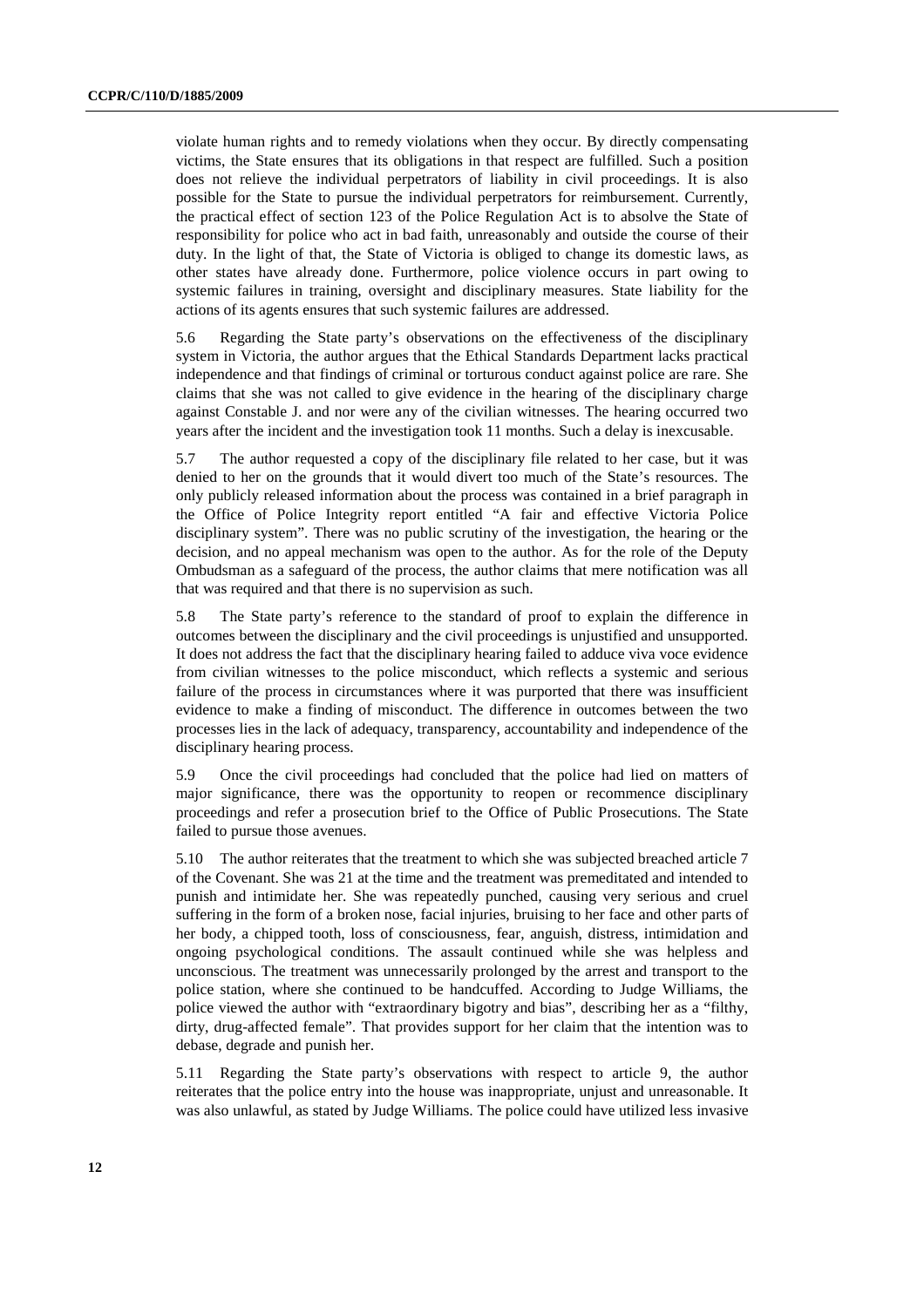violate human rights and to remedy violations when they occur. By directly compensating victims, the State ensures that its obligations in that respect are fulfilled. Such a position does not relieve the individual perpetrators of liability in civil proceedings. It is also possible for the State to pursue the individual perpetrators for reimbursement. Currently, the practical effect of section 123 of the Police Regulation Act is to absolve the State of responsibility for police who act in bad faith, unreasonably and outside the course of their duty. In the light of that, the State of Victoria is obliged to change its domestic laws, as other states have already done. Furthermore, police violence occurs in part owing to systemic failures in training, oversight and disciplinary measures. State liability for the actions of its agents ensures that such systemic failures are addressed.

5.6 Regarding the State party's observations on the effectiveness of the disciplinary system in Victoria, the author argues that the Ethical Standards Department lacks practical independence and that findings of criminal or torturous conduct against police are rare. She claims that she was not called to give evidence in the hearing of the disciplinary charge against Constable J. and nor were any of the civilian witnesses. The hearing occurred two years after the incident and the investigation took 11 months. Such a delay is inexcusable.

5.7 The author requested a copy of the disciplinary file related to her case, but it was denied to her on the grounds that it would divert too much of the State's resources. The only publicly released information about the process was contained in a brief paragraph in the Office of Police Integrity report entitled "A fair and effective Victoria Police disciplinary system". There was no public scrutiny of the investigation, the hearing or the decision, and no appeal mechanism was open to the author. As for the role of the Deputy Ombudsman as a safeguard of the process, the author claims that mere notification was all that was required and that there is no supervision as such.

5.8 The State party's reference to the standard of proof to explain the difference in outcomes between the disciplinary and the civil proceedings is unjustified and unsupported. It does not address the fact that the disciplinary hearing failed to adduce viva voce evidence from civilian witnesses to the police misconduct, which reflects a systemic and serious failure of the process in circumstances where it was purported that there was insufficient evidence to make a finding of misconduct. The difference in outcomes between the two processes lies in the lack of adequacy, transparency, accountability and independence of the disciplinary hearing process.

5.9 Once the civil proceedings had concluded that the police had lied on matters of major significance, there was the opportunity to reopen or recommence disciplinary proceedings and refer a prosecution brief to the Office of Public Prosecutions. The State failed to pursue those avenues.

5.10 The author reiterates that the treatment to which she was subjected breached article 7 of the Covenant. She was 21 at the time and the treatment was premeditated and intended to punish and intimidate her. She was repeatedly punched, causing very serious and cruel suffering in the form of a broken nose, facial injuries, bruising to her face and other parts of her body, a chipped tooth, loss of consciousness, fear, anguish, distress, intimidation and ongoing psychological conditions. The assault continued while she was helpless and unconscious. The treatment was unnecessarily prolonged by the arrest and transport to the police station, where she continued to be handcuffed. According to Judge Williams, the police viewed the author with "extraordinary bigotry and bias", describing her as a "filthy, dirty, drug-affected female". That provides support for her claim that the intention was to debase, degrade and punish her.

5.11 Regarding the State party's observations with respect to article 9, the author reiterates that the police entry into the house was inappropriate, unjust and unreasonable. It was also unlawful, as stated by Judge Williams. The police could have utilized less invasive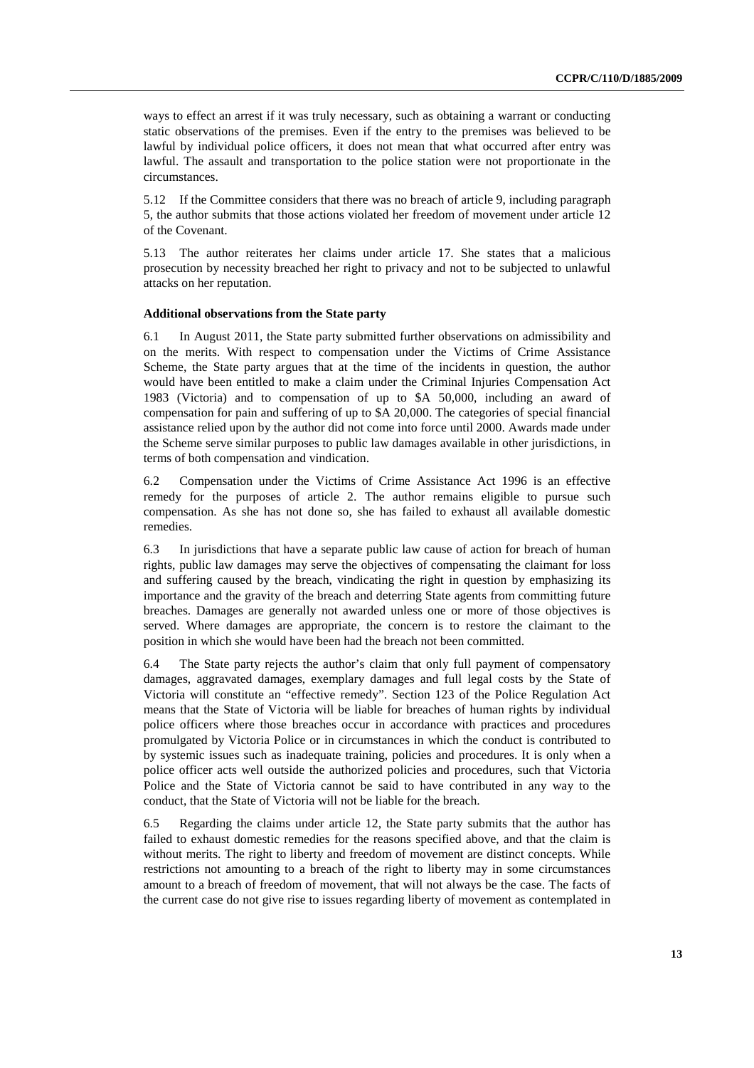ways to effect an arrest if it was truly necessary, such as obtaining a warrant or conducting static observations of the premises. Even if the entry to the premises was believed to be lawful by individual police officers, it does not mean that what occurred after entry was lawful. The assault and transportation to the police station were not proportionate in the circumstances.

5.12 If the Committee considers that there was no breach of article 9, including paragraph 5, the author submits that those actions violated her freedom of movement under article 12 of the Covenant.

5.13 The author reiterates her claims under article 17. She states that a malicious prosecution by necessity breached her right to privacy and not to be subjected to unlawful attacks on her reputation.

**Additional observations from the State party**

6.1 In August 2011, the State party submitted further observations on admissibility and on the merits. With respect to compensation under the Victims of Crime Assistance Scheme, the State party argues that at the time of the incidents in question, the author would have been entitled to make a claim under the Criminal Injuries Compensation Act 1983 (Victoria) and to compensation of up to $A 50,000, including an award of compensation for pain and suffering of up to $A 20,000. The categories of special financial assistance relied upon by the author did not come into force until 2000. Awards made under the Scheme serve similar purposes to public law damages available in other jurisdictions, in terms of both compensation and vindication.

6.2 Compensation under the Victims of Crime Assistance Act 1996 is an effective remedy for the purposes of article 2. The author remains eligible to pursue such compensation. As she has not done so, she has failed to exhaust all available domestic remedies.

6.3 In jurisdictions that have a separate public law cause of action for breach of human rights, public law damages may serve the objectives of compensating the claimant for loss and suffering caused by the breach, vindicating the right in question by emphasizing its importance and the gravity of the breach and deterring State agents from committing future breaches. Damages are generally not awarded unless one or more of those objectives is served. Where damages are appropriate, the concern is to restore the claimant to the position in which she would have been had the breach not been committed.

6.4 The State party rejects the author's claim that only full payment of compensatory damages, aggravated damages, exemplary damages and full legal costs by the State of Victoria will constitute an "effective remedy". Section 123 of the Police Regulation Act means that the State of Victoria will be liable for breaches of human rights by individual police officers where those breaches occur in accordance with practices and procedures promulgated by Victoria Police or in circumstances in which the conduct is contributed to by systemic issues such as inadequate training, policies and procedures. It is only when a police officer acts well outside the authorized policies and procedures, such that Victoria Police and the State of Victoria cannot be said to have contributed in any way to the conduct, that the State of Victoria will not be liable for the breach.

6.5 Regarding the claims under article 12, the State party submits that the author has failed to exhaust domestic remedies for the reasons specified above, and that the claim is without merits. The right to liberty and freedom of movement are distinct concepts. While restrictions not amounting to a breach of the right to liberty may in some circumstances amount to a breach of freedom of movement, that will not always be the case. The facts of the current case do not give rise to issues regarding liberty of movement as contemplated in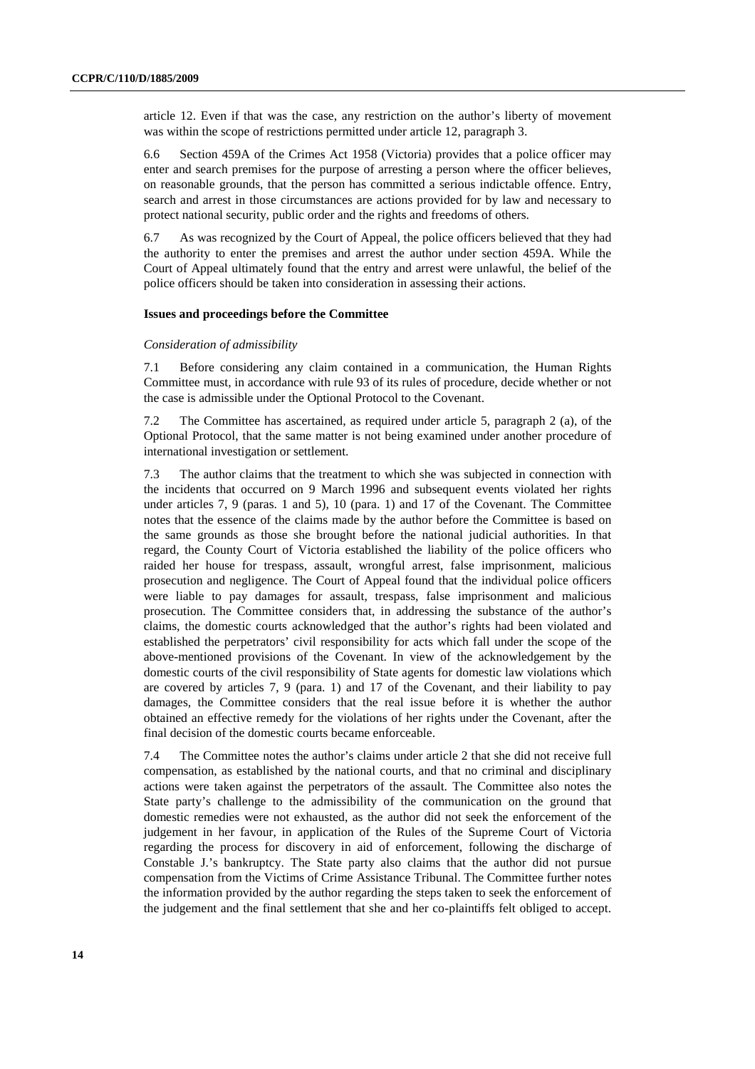article 12. Even if that was the case, any restriction on the author's liberty of movement was within the scope of restrictions permitted under article 12, paragraph 3.

6.6 Section 459A of the Crimes Act 1958 (Victoria) provides that a police officer may enter and search premises for the purpose of arresting a person where the officer believes, on reasonable grounds, that the person has committed a serious indictable offence. Entry, search and arrest in those circumstances are actions provided for by law and necessary to protect national security, public order and the rights and freedoms of others.

6.7 As was recognized by the Court of Appeal, the police officers believed that they had the authority to enter the premises and arrest the author under section 459A. While the Court of Appeal ultimately found that the entry and arrest were unlawful, the belief of the police officers should be taken into consideration in assessing their actions.

### Issues and proceedings before the Committee

*Consideration of admissibility*

7.1 Before considering any claim contained in a communication, the Human Rights Committee must, in accordance with rule 93 of its rules of procedure, decide whether or not the case is admissible under the Optional Protocol to the Covenant.

7.2 The Committee has ascertained, as required under article 5, paragraph 2 (a), of the Optional Protocol, that the same matter is not being examined under another procedure of international investigation or settlement.

7.3 The author claims that the treatment to which she was subjected in connection with the incidents that occurred on 9 March 1996 and subsequent events violated her rights under articles 7, 9 (paras. 1 and 5), 10 (para. 1) and 17 of the Covenant. The Committee notes that the essence of the claims made by the author before the Committee is based on the same grounds as those she brought before the national judicial authorities. In that regard, the County Court of Victoria established the liability of the police officers who raided her house for trespass, assault, wrongful arrest, false imprisonment, malicious prosecution and negligence. The Court of Appeal found that the individual police officers were liable to pay damages for assault, trespass, false imprisonment and malicious prosecution. The Committee considers that, in addressing the substance of the author's claims, the domestic courts acknowledged that the author's rights had been violated and established the perpetrators' civil responsibility for acts which fall under the scope of the above-mentioned provisions of the Covenant. In view of the acknowledgement by the domestic courts of the civil responsibility of State agents for domestic law violations which are covered by articles 7, 9 (para. 1) and 17 of the Covenant, and their liability to pay damages, the Committee considers that the real issue before it is whether the author obtained an effective remedy for the violations of her rights under the Covenant, after the final decision of the domestic courts became enforceable.

7.4 The Committee notes the author's claims under article 2 that she did not receive full compensation, as established by the national courts, and that no criminal and disciplinary actions were taken against the perpetrators of the assault. The Committee also notes the State party's challenge to the admissibility of the communication on the ground that domestic remedies were not exhausted, as the author did not seek the enforcement of the judgement in her favour, in application of the Rules of the Supreme Court of Victoria regarding the process for discovery in aid of enforcement, following the discharge of Constable J.'s bankruptcy. The State party also claims that the author did not pursue compensation from the Victims of Crime Assistance Tribunal. The Committee further notes the information provided by the author regarding the steps taken to seek the enforcement of the judgement and the final settlement that she and her co-plaintiffs felt obliged to accept.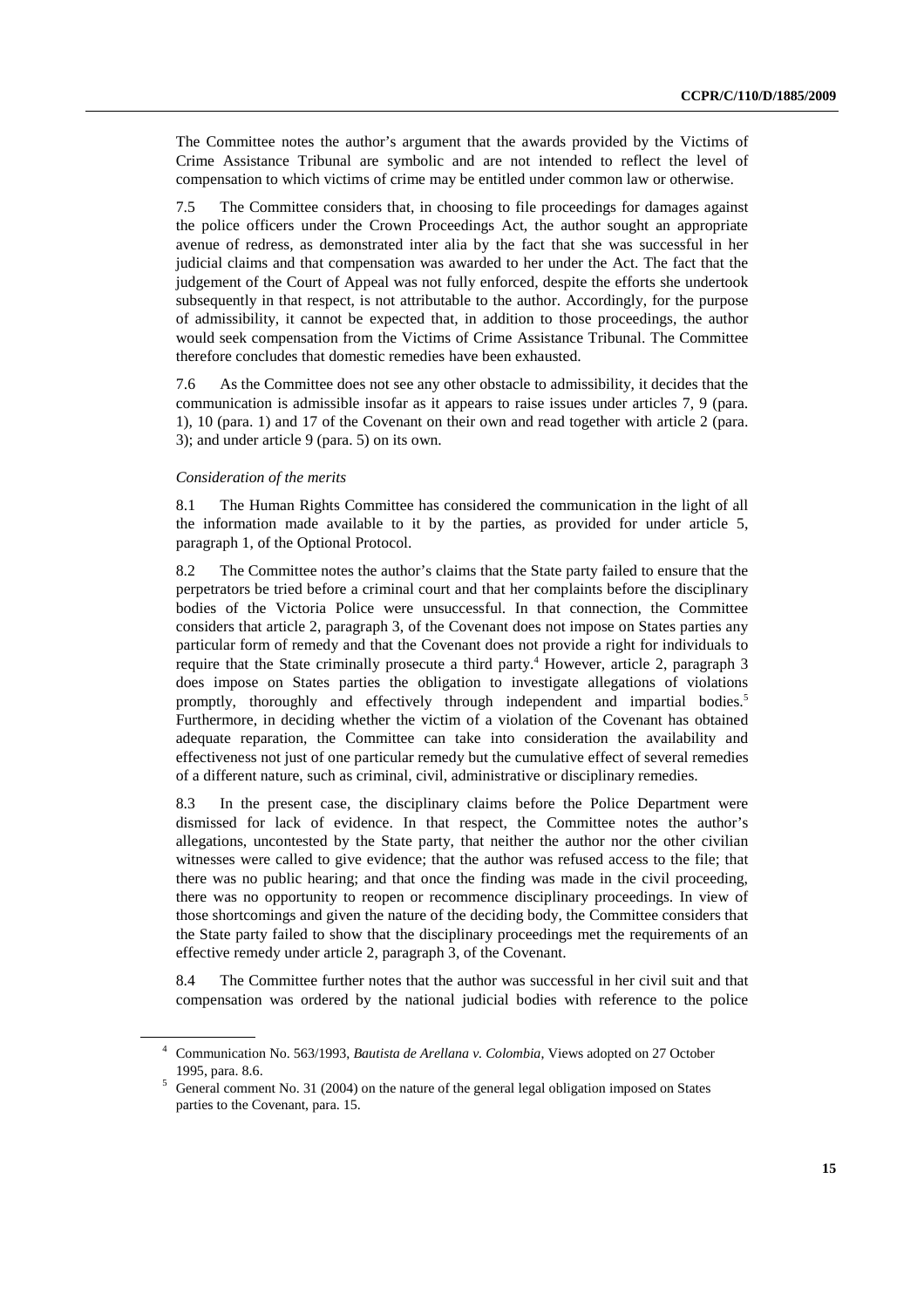The Committee notes the author's argument that the awards provided by the Victims of Crime Assistance Tribunal are symbolic and are not intended to reflect the level of compensation to which victims of crime may be entitled under common law or otherwise.

7.5 The Committee considers that, in choosing to file proceedings for damages against the police officers under the Crown Proceedings Act, the author sought an appropriate avenue of redress, as demonstrated inter alia by the fact that she was successful in her judicial claims and that compensation was awarded to her under the Act. The fact that the judgement of the Court of Appeal was not fully enforced, despite the efforts she undertook subsequently in that respect, is not attributable to the author. Accordingly, for the purpose of admissibility, it cannot be expected that, in addition to those proceedings, the author would seek compensation from the Victims of Crime Assistance Tribunal. The Committee therefore concludes that domestic remedies have been exhausted.

7.6 As the Committee does not see any other obstacle to admissibility, it decides that the communication is admissible insofar as it appears to raise issues under articles 7, 9 (para. 1), 10 (para. 1) and 17 of the Covenant on their own and read together with article 2 (para. 3); and under article 9 (para. 5) on its own.

*Consideration of the merits*

8.1 The Human Rights Committee has considered the communication in the light of all the information made available to it by the parties, as provided for under article 5, paragraph 1, of the Optional Protocol.

8.2 The Committee notes the author's claims that the State party failed to ensure that the perpetrators be tried before a criminal court and that her complaints before the disciplinary bodies of the Victoria Police were unsuccessful. In that connection, the Committee considers that article 2, paragraph 3, of the Covenant does not impose on States parties any particular form of remedy and that the Covenant does not provide a right for individuals to require that the State criminally prosecute a third party.[4] However, article 2, paragraph 3 does impose on States parties the obligation to investigate allegations of violations promptly, thoroughly and effectively through independent and impartial bodies.[5] Furthermore, in deciding whether the victim of a violation of the Covenant has obtained adequate reparation, the Committee can take into consideration the availability and effectiveness not just of one particular remedy but the cumulative effect of several remedies of a different nature, such as criminal, civil, administrative or disciplinary remedies.

8.3 In the present case, the disciplinary claims before the Police Department were dismissed for lack of evidence. In that respect, the Committee notes the author's allegations, uncontested by the State party, that neither the author nor the other civilian witnesses were called to give evidence; that the author was refused access to the file; that there was no public hearing; and that once the finding was made in the civil proceeding, there was no opportunity to reopen or recommence disciplinary proceedings. In view of those shortcomings and given the nature of the deciding body, the Committee considers that the State party failed to show that the disciplinary proceedings met the requirements of an effective remedy under article 2, paragraph 3, of the Covenant.

8.4 The Committee further notes that the author was successful in her civil suit and that compensation was ordered by the national judicial bodies with reference to the police

---

[4] Communication No. 563/1993, *Bautista de Arellana v. Colombia*, Views adopted on 27 October 1995, para. 8.6.

[5] General comment No. 31 (2004) on the nature of the general legal obligation imposed on States parties to the Covenant, para. 15.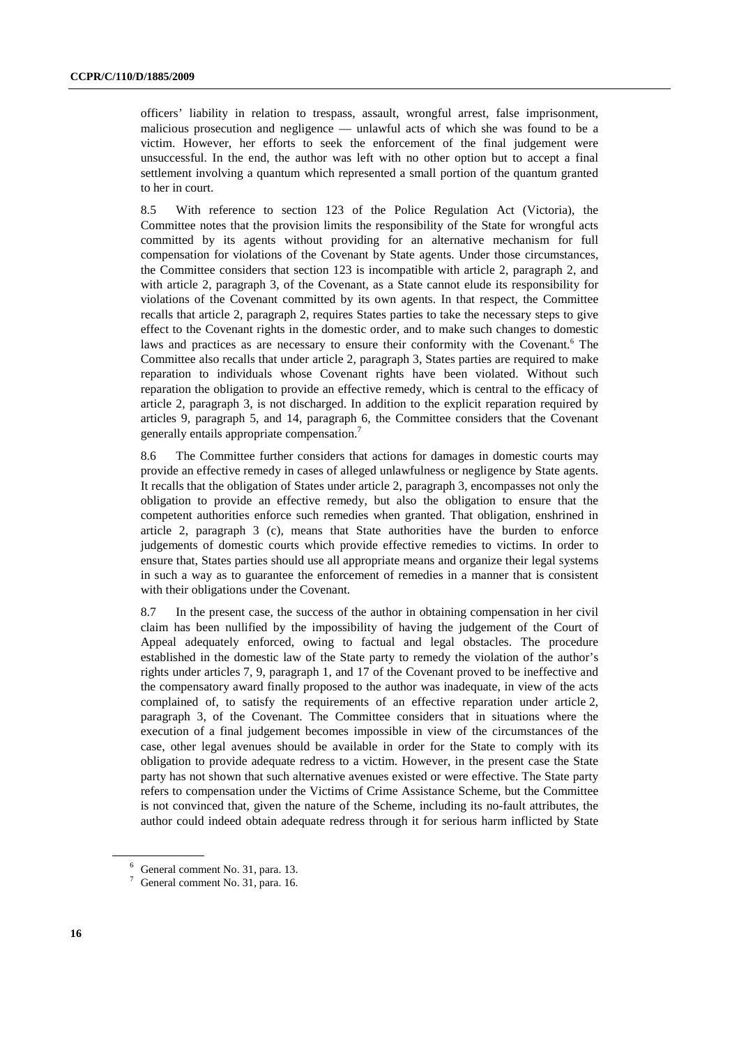officers' liability in relation to trespass, assault, wrongful arrest, false imprisonment, malicious prosecution and negligence — unlawful acts of which she was found to be a victim. However, her efforts to seek the enforcement of the final judgement were unsuccessful. In the end, the author was left with no other option but to accept a final settlement involving a quantum which represented a small portion of the quantum granted to her in court.

8.5 With reference to section 123 of the Police Regulation Act (Victoria), the Committee notes that the provision limits the responsibility of the State for wrongful acts committed by its agents without providing for an alternative mechanism for full compensation for violations of the Covenant by State agents. Under those circumstances, the Committee considers that section 123 is incompatible with article 2, paragraph 2, and with article 2, paragraph 3, of the Covenant, as a State cannot elude its responsibility for violations of the Covenant committed by its own agents. In that respect, the Committee recalls that article 2, paragraph 2, requires States parties to take the necessary steps to give effect to the Covenant rights in the domestic order, and to make such changes to domestic laws and practices as are necessary to ensure their conformity with the Covenant.[6] The Committee also recalls that under article 2, paragraph 3, States parties are required to make reparation to individuals whose Covenant rights have been violated. Without such reparation the obligation to provide an effective remedy, which is central to the efficacy of article 2, paragraph 3, is not discharged. In addition to the explicit reparation required by articles 9, paragraph 5, and 14, paragraph 6, the Committee considers that the Covenant generally entails appropriate compensation.[7]

8.6 The Committee further considers that actions for damages in domestic courts may provide an effective remedy in cases of alleged unlawfulness or negligence by State agents. It recalls that the obligation of States under article 2, paragraph 3, encompasses not only the obligation to provide an effective remedy, but also the obligation to ensure that the competent authorities enforce such remedies when granted. That obligation, enshrined in article 2, paragraph 3 (c), means that State authorities have the burden to enforce judgements of domestic courts which provide effective remedies to victims. In order to ensure that, States parties should use all appropriate means and organize their legal systems in such a way as to guarantee the enforcement of remedies in a manner that is consistent with their obligations under the Covenant.

8.7 In the present case, the success of the author in obtaining compensation in her civil claim has been nullified by the impossibility of having the judgement of the Court of Appeal adequately enforced, owing to factual and legal obstacles. The procedure established in the domestic law of the State party to remedy the violation of the author's rights under articles 7, 9, paragraph 1, and 17 of the Covenant proved to be ineffective and the compensatory award finally proposed to the author was inadequate, in view of the acts complained of, to satisfy the requirements of an effective reparation under article 2, paragraph 3, of the Covenant. The Committee considers that in situations where the execution of a final judgement becomes impossible in view of the circumstances of the case, other legal avenues should be available in order for the State to comply with its obligation to provide adequate redress to a victim. However, in the present case the State party has not shown that such alternative avenues existed or were effective. The State party refers to compensation under the Victims of Crime Assistance Scheme, but the Committee is not convinced that, given the nature of the Scheme, including its no-fault attributes, the author could indeed obtain adequate redress through it for serious harm inflicted by State

[6] General comment No. 31, para. 13.

[7] General comment No. 31, para. 16.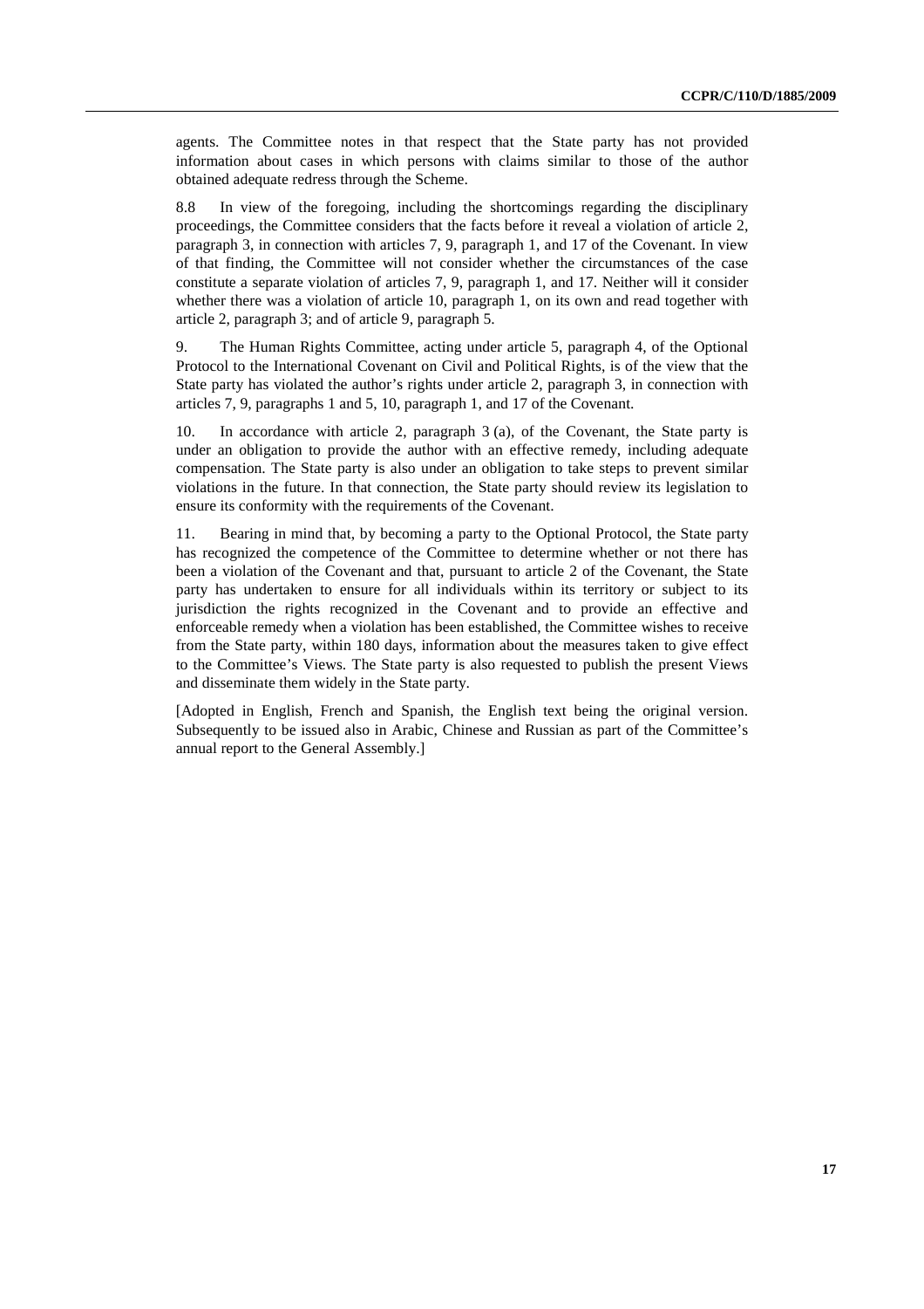agents. The Committee notes in that respect that the State party has not provided information about cases in which persons with claims similar to those of the author obtained adequate redress through the Scheme.

8.8 In view of the foregoing, including the shortcomings regarding the disciplinary proceedings, the Committee considers that the facts before it reveal a violation of article 2, paragraph 3, in connection with articles 7, 9, paragraph 1, and 17 of the Covenant. In view of that finding, the Committee will not consider whether the circumstances of the case constitute a separate violation of articles 7, 9, paragraph 1, and 17. Neither will it consider whether there was a violation of article 10, paragraph 1, on its own and read together with article 2, paragraph 3; and of article 9, paragraph 5.

9. The Human Rights Committee, acting under article 5, paragraph 4, of the Optional Protocol to the International Covenant on Civil and Political Rights, is of the view that the State party has violated the author's rights under article 2, paragraph 3, in connection with articles 7, 9, paragraphs 1 and 5, 10, paragraph 1, and 17 of the Covenant.

10. In accordance with article 2, paragraph 3 (a), of the Covenant, the State party is under an obligation to provide the author with an effective remedy, including adequate compensation. The State party is also under an obligation to take steps to prevent similar violations in the future. In that connection, the State party should review its legislation to ensure its conformity with the requirements of the Covenant.

11. Bearing in mind that, by becoming a party to the Optional Protocol, the State party has recognized the competence of the Committee to determine whether or not there has been a violation of the Covenant and that, pursuant to article 2 of the Covenant, the State party has undertaken to ensure for all individuals within its territory or subject to its jurisdiction the rights recognized in the Covenant and to provide an effective and enforceable remedy when a violation has been established, the Committee wishes to receive from the State party, within 180 days, information about the measures taken to give effect to the Committee's Views. The State party is also requested to publish the present Views and disseminate them widely in the State party.

[Adopted in English, French and Spanish, the English text being the original version. Subsequently to be issued also in Arabic, Chinese and Russian as part of the Committee's annual report to the General Assembly.]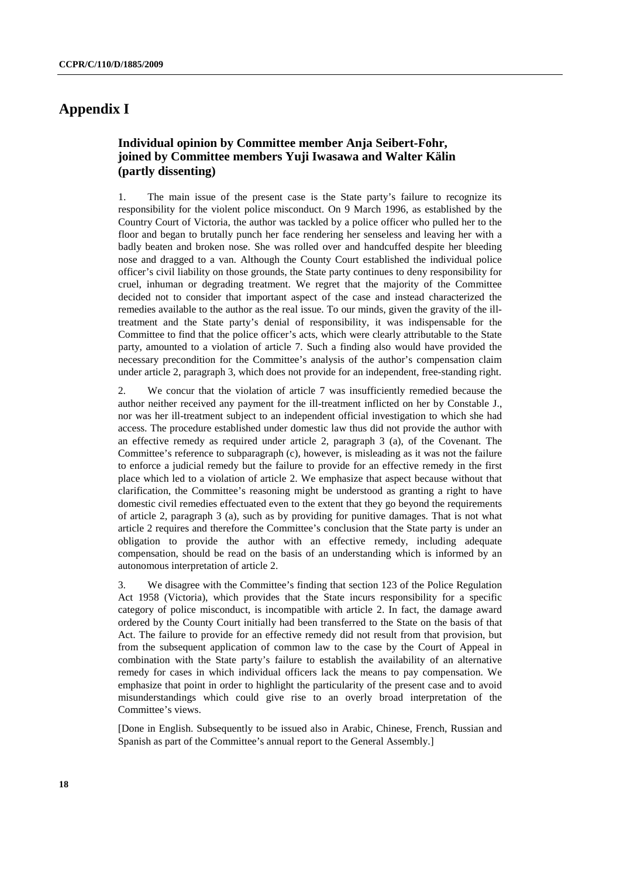# Appendix I

## Individual opinion by Committee member Anja Seibert-Fohr, joined by Committee members Yuji Iwasawa and Walter Kälin (partly dissenting)

1. The main issue of the present case is the State party's failure to recognize its responsibility for the violent police misconduct. On 9 March 1996, as established by the Country Court of Victoria, the author was tackled by a police officer who pulled her to the floor and began to brutally punch her face rendering her senseless and leaving her with a badly beaten and broken nose. She was rolled over and handcuffed despite her bleeding nose and dragged to a van. Although the County Court established the individual police officer's civil liability on those grounds, the State party continues to deny responsibility for cruel, inhuman or degrading treatment. We regret that the majority of the Committee decided not to consider that important aspect of the case and instead characterized the remedies available to the author as the real issue. To our minds, given the gravity of the ill-treatment and the State party's denial of responsibility, it was indispensable for the Committee to find that the police officer's acts, which were clearly attributable to the State party, amounted to a violation of article 7. Such a finding also would have provided the necessary precondition for the Committee's analysis of the author's compensation claim under article 2, paragraph 3, which does not provide for an independent, free-standing right.

2. We concur that the violation of article 7 was insufficiently remedied because the author neither received any payment for the ill-treatment inflicted on her by Constable J., nor was her ill-treatment subject to an independent official investigation to which she had access. The procedure established under domestic law thus did not provide the author with an effective remedy as required under article 2, paragraph 3 (a), of the Covenant. The Committee's reference to subparagraph (c), however, is misleading as it was not the failure to enforce a judicial remedy but the failure to provide for an effective remedy in the first place which led to a violation of article 2. We emphasize that aspect because without that clarification, the Committee's reasoning might be understood as granting a right to have domestic civil remedies effectuated even to the extent that they go beyond the requirements of article 2, paragraph 3 (a), such as by providing for punitive damages. That is not what article 2 requires and therefore the Committee's conclusion that the State party is under an obligation to provide the author with an effective remedy, including adequate compensation, should be read on the basis of an understanding which is informed by an autonomous interpretation of article 2.

3. We disagree with the Committee's finding that section 123 of the Police Regulation Act 1958 (Victoria), which provides that the State incurs responsibility for a specific category of police misconduct, is incompatible with article 2. In fact, the damage award ordered by the County Court initially had been transferred to the State on the basis of that Act. The failure to provide for an effective remedy did not result from that provision, but from the subsequent application of common law to the case by the Court of Appeal in combination with the State party's failure to establish the availability of an alternative remedy for cases in which individual officers lack the means to pay compensation. We emphasize that point in order to highlight the particularity of the present case and to avoid misunderstandings which could give rise to an overly broad interpretation of the Committee's views.

[Done in English. Subsequently to be issued also in Arabic, Chinese, French, Russian and Spanish as part of the Committee's annual report to the General Assembly.]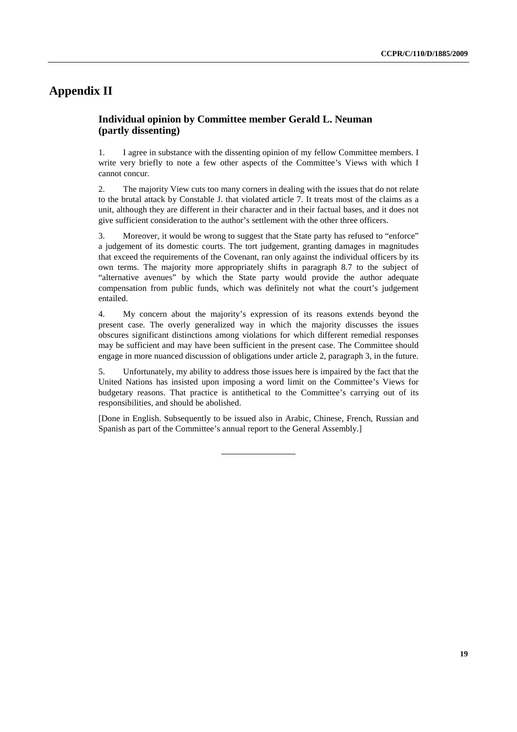# Appendix II

## Individual opinion by Committee member Gerald L. Neuman (partly dissenting)

1. I agree in substance with the dissenting opinion of my fellow Committee members. I write very briefly to note a few other aspects of the Committee's Views with which I cannot concur.

2. The majority View cuts too many corners in dealing with the issues that do not relate to the brutal attack by Constable J. that violated article 7. It treats most of the claims as a unit, although they are different in their character and in their factual bases, and it does not give sufficient consideration to the author's settlement with the other three officers.

3. Moreover, it would be wrong to suggest that the State party has refused to "enforce" a judgement of its domestic courts. The tort judgement, granting damages in magnitudes that exceed the requirements of the Covenant, ran only against the individual officers by its own terms. The majority more appropriately shifts in paragraph 8.7 to the subject of "alternative avenues" by which the State party would provide the author adequate compensation from public funds, which was definitely not what the court's judgement entailed.

4. My concern about the majority's expression of its reasons extends beyond the present case. The overly generalized way in which the majority discusses the issues obscures significant distinctions among violations for which different remedial responses may be sufficient and may have been sufficient in the present case. The Committee should engage in more nuanced discussion of obligations under article 2, paragraph 3, in the future.

5. Unfortunately, my ability to address those issues here is impaired by the fact that the United Nations has insisted upon imposing a word limit on the Committee's Views for budgetary reasons. That practice is antithetical to the Committee's carrying out of its responsibilities, and should be abolished.

[Done in English. Subsequently to be issued also in Arabic, Chinese, French, Russian and Spanish as part of the Committee's annual report to the General Assembly.]